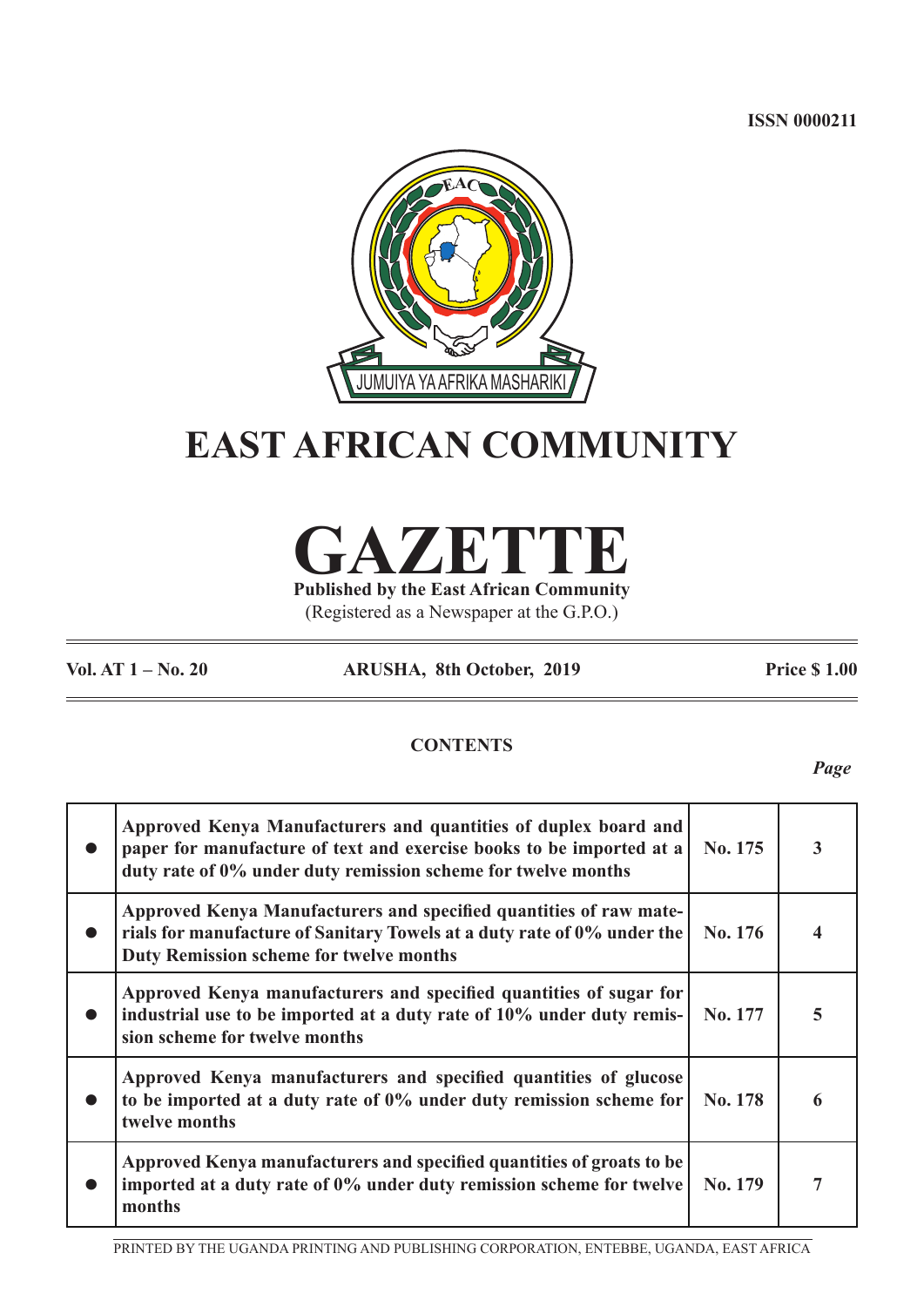ISSN 0000211

JUMUIYA YA AFRIKA MASHARIKI

# EAST AFRICAN COMMUNITY

# GAZETTE

**Published by the East African Community**

(Registered as a Newspaper at the G.P.O.)

**Vol. AT 1 – No. 20** **ARUSHA, 8th October, 2019** **Price $ 1.00**

## CONTENTS

| | | | *Page* |
|---|---|---|---|
| ● | **Approved Kenya Manufacturers and quantities of duplex board and paper for manufacture of text and exercise books to be imported at a duty rate of 0% under duty remission scheme for twelve months** | **No. 175** | **3** |
| ● | **Approved Kenya Manufacturers and specified quantities of raw materials for manufacture of Sanitary Towels at a duty rate of 0% under the Duty Remission scheme for twelve months** | **No. 176** | **4** |
| ● | **Approved Kenya manufacturers and specified quantities of sugar for industrial use to be imported at a duty rate of 10% under duty remission scheme for twelve months** | **No. 177** | **5** |
| ● | **Approved Kenya manufacturers and specified quantities of glucose to be imported at a duty rate of 0% under duty remission scheme for twelve months** | **No. 178** | **6** |
| ● | **Approved Kenya manufacturers and specified quantities of groats to be imported at a duty rate of 0% under duty remission scheme for twelve months** | **No. 179** | **7** |

PRINTED BY THE UGANDA PRINTING AND PUBLISHING CORPORATION, ENTEBBE, UGANDA, EAST AFRICA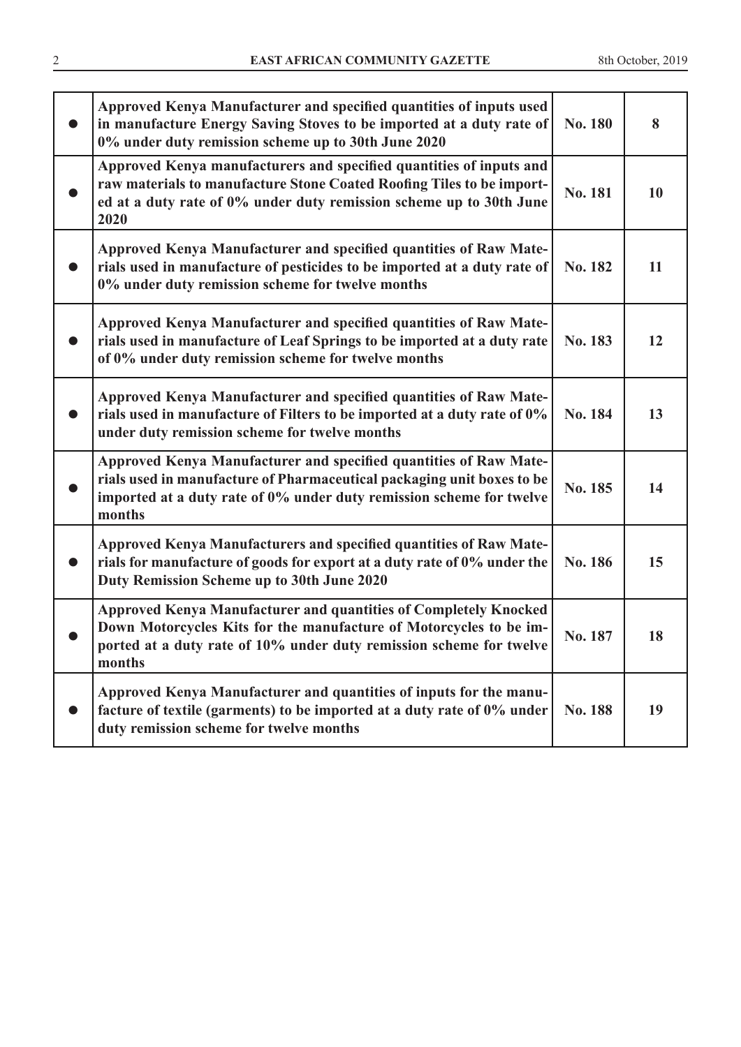| | | | |
|---|---|---|---|
| ● | **Approved Kenya Manufacturer and specified quantities of inputs used in manufacture Energy Saving Stoves to be imported at a duty rate of 0% under duty remission scheme up to 30th June 2020** | **No. 180** | **8** |
| ● | **Approved Kenya manufacturers and specified quantities of inputs and raw materials to manufacture Stone Coated Roofing Tiles to be imported at a duty rate of 0% under duty remission scheme up to 30th June 2020** | **No. 181** | **10** |
| ● | **Approved Kenya Manufacturer and specified quantities of Raw Materials used in manufacture of pesticides to be imported at a duty rate of 0% under duty remission scheme for twelve months** | **No. 182** | **11** |
| ● | **Approved Kenya Manufacturer and specified quantities of Raw Materials used in manufacture of Leaf Springs to be imported at a duty rate of 0% under duty remission scheme for twelve months** | **No. 183** | **12** |
| ● | **Approved Kenya Manufacturer and specified quantities of Raw Materials used in manufacture of Filters to be imported at a duty rate of 0% under duty remission scheme for twelve months** | **No. 184** | **13** |
| ● | **Approved Kenya Manufacturer and specified quantities of Raw Materials used in manufacture of Pharmaceutical packaging unit boxes to be imported at a duty rate of 0% under duty remission scheme for twelve months** | **No. 185** | **14** |
| ● | **Approved Kenya Manufacturers and specified quantities of Raw Materials for manufacture of goods for export at a duty rate of 0% under the Duty Remission Scheme up to 30th June 2020** | **No. 186** | **15** |
| ● | **Approved Kenya Manufacturer and quantities of Completely Knocked Down Motorcycles Kits for the manufacture of Motorcycles to be imported at a duty rate of 10% under duty remission scheme for twelve months** | **No. 187** | **18** |
| ● | **Approved Kenya Manufacturer and quantities of inputs for the manufacture of textile (garments) to be imported at a duty rate of 0% under duty remission scheme for twelve months** | **No. 188** | **19** |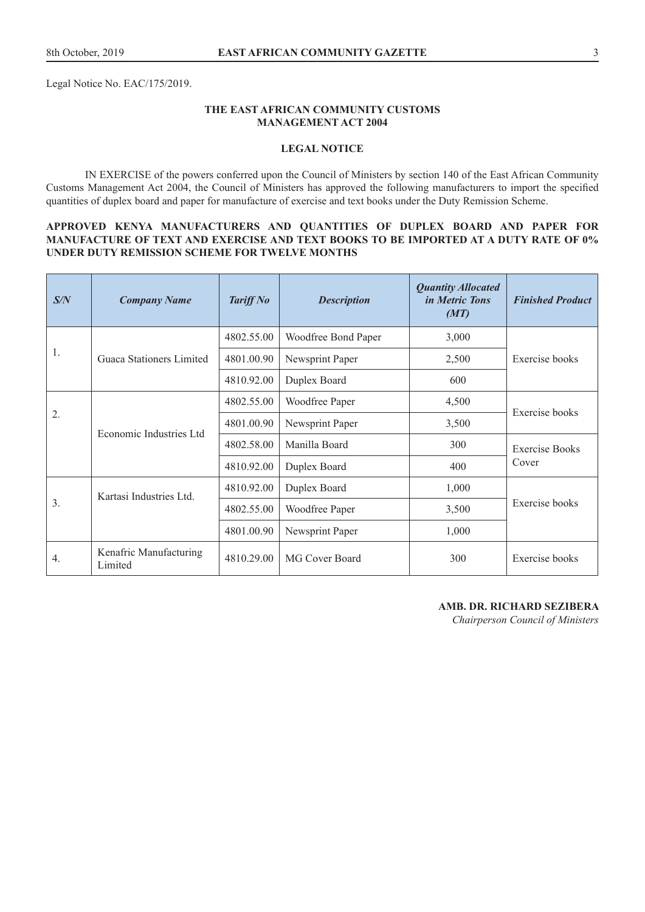Legal Notice No. EAC/175/2019.

**THE EAST AFRICAN COMMUNITY CUSTOMS MANAGEMENT ACT 2004**

**LEGAL NOTICE**

IN EXERCISE of the powers conferred upon the Council of Ministers by section 140 of the East African Community Customs Management Act 2004, the Council of Ministers has approved the following manufacturers to import the specified quantities of duplex board and paper for manufacture of exercise and text books under the Duty Remission Scheme.

**APPROVED KENYA MANUFACTURERS AND QUANTITIES OF DUPLEX BOARD AND PAPER FOR MANUFACTURE OF TEXT AND EXERCISE AND TEXT BOOKS TO BE IMPORTED AT A DUTY RATE OF 0% UNDER DUTY REMISSION SCHEME FOR TWELVE MONTHS**

| ***S/N*** | ***Company Name*** | ***Tariff No*** | ***Description*** | ***Quantity Allocated in Metric Tons (MT)*** | ***Finished Product*** |
|---|---|---|---|---|---|
| 1. | Guaca Stationers Limited | 4802.55.00 | Woodfree Bond Paper | 3,000 | Exercise books |
| | | 4801.00.90 | Newsprint Paper | 2,500 | |
| | | 4810.92.00 | Duplex Board | 600 | |
| 2. | Economic Industries Ltd | 4802.55.00 | Woodfree Paper | 4,500 | Exercise books |
| | | 4801.00.90 | Newsprint Paper | 3,500 | |
| | | 4802.58.00 | Manilla Board | 300 | Exercise Books Cover |
| | | 4810.92.00 | Duplex Board | 400 | |
| 3. | Kartasi Industries Ltd. | 4810.92.00 | Duplex Board | 1,000 | Exercise books |
| | | 4802.55.00 | Woodfree Paper | 3,500 | |
| | | 4801.00.90 | Newsprint Paper | 1,000 | |
| 4. | Kenafric Manufacturing Limited | 4810.29.00 | MG Cover Board | 300 | Exercise books |

**AMB. DR. RICHARD SEZIBERA**
*Chairperson Council of Ministers*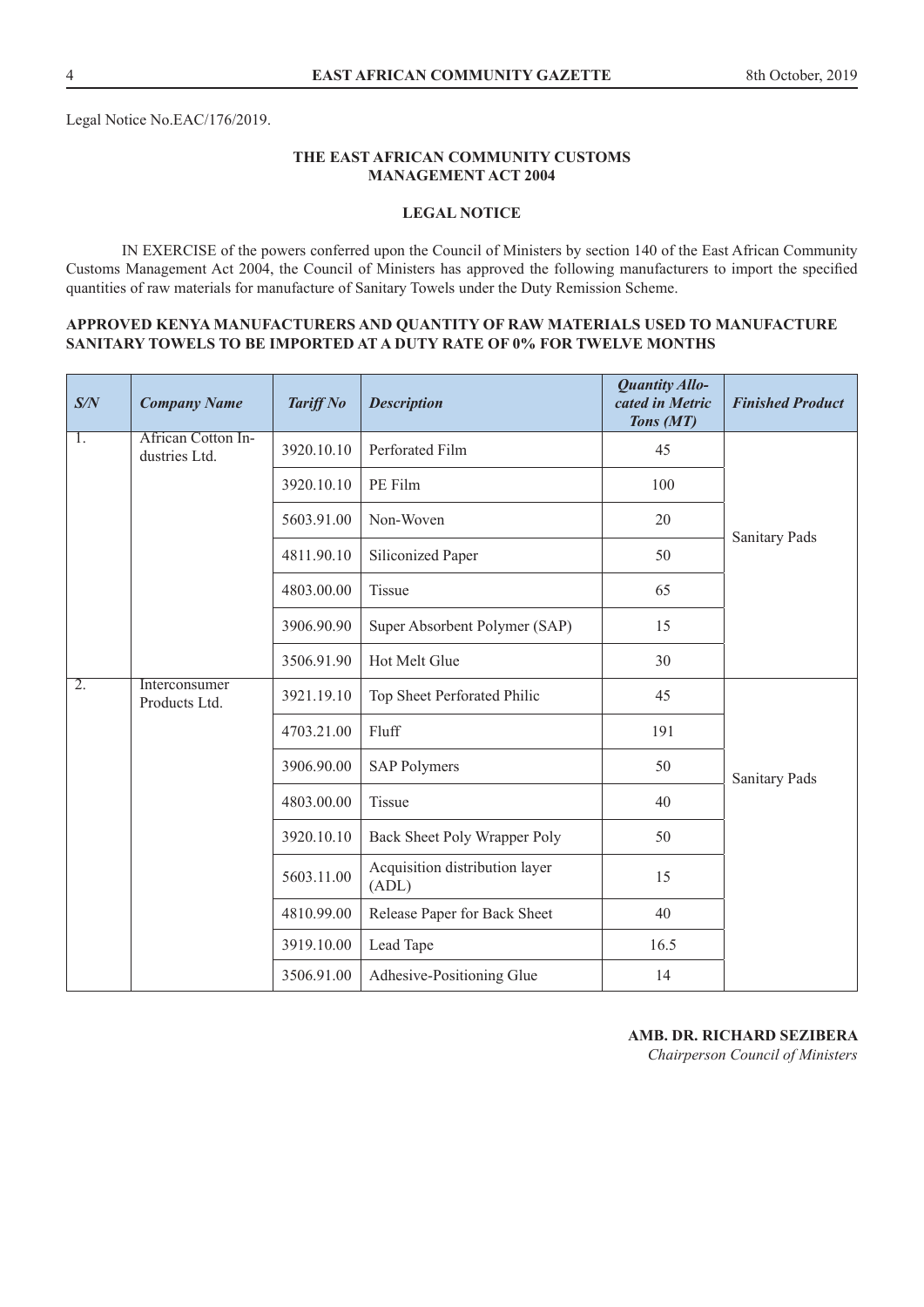Legal Notice No.EAC/176/2019.

**THE EAST AFRICAN COMMUNITY CUSTOMS MANAGEMENT ACT 2004**

**LEGAL NOTICE**

IN EXERCISE of the powers conferred upon the Council of Ministers by section 140 of the East African Community Customs Management Act 2004, the Council of Ministers has approved the following manufacturers to import the specified quantities of raw materials for manufacture of Sanitary Towels under the Duty Remission Scheme.

**APPROVED KENYA MANUFACTURERS AND QUANTITY OF RAW MATERIALS USED TO MANUFACTURE SANITARY TOWELS TO BE IMPORTED AT A DUTY RATE OF 0% FOR TWELVE MONTHS**

| *S/N* | *Company Name* | *Tariff No* | *Description* | *Quantity Allocated in Metric Tons (MT)* | *Finished Product* |
|---|---|---|---|---|---|
| 1. | African Cotton Industries Ltd. | 3920.10.10 | Perforated Film | 45 | Sanitary Pads |
| | | 3920.10.10 | PE Film | 100 | |
| | | 5603.91.00 | Non-Woven | 20 | |
| | | 4811.90.10 | Siliconized Paper | 50 | |
| | | 4803.00.00 | Tissue | 65 | |
| | | 3906.90.90 | Super Absorbent Polymer (SAP) | 15 | |
| | | 3506.91.90 | Hot Melt Glue | 30 | |
| 2. | Interconsumer Products Ltd. | 3921.19.10 | Top Sheet Perforated Philic | 45 | Sanitary Pads |
| | | 4703.21.00 | Fluff | 191 | |
| | | 3906.90.00 | SAP Polymers | 50 | |
| | | 4803.00.00 | Tissue | 40 | |
| | | 3920.10.10 | Back Sheet Poly Wrapper Poly | 50 | |
| | | 5603.11.00 | Acquisition distribution layer (ADL) | 15 | |
| | | 4810.99.00 | Release Paper for Back Sheet | 40 | |
| | | 3919.10.00 | Lead Tape | 16.5 | |
| | | 3506.91.00 | Adhesive-Positioning Glue | 14 | |

**AMB. DR. RICHARD SEZIBERA**
*Chairperson Council of Ministers*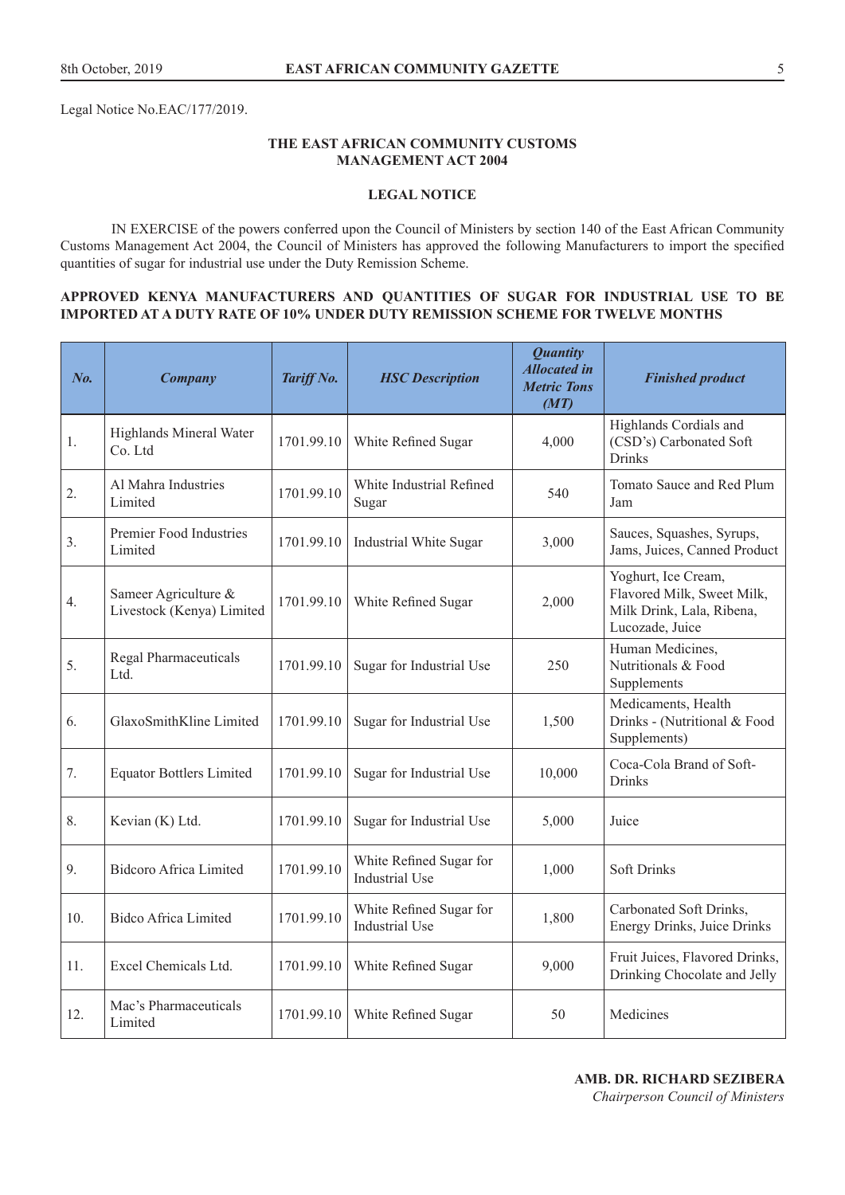Legal Notice No.EAC/177/2019.

**THE EAST AFRICAN COMMUNITY CUSTOMS MANAGEMENT ACT 2004**

**LEGAL NOTICE**

IN EXERCISE of the powers conferred upon the Council of Ministers by section 140 of the East African Community Customs Management Act 2004, the Council of Ministers has approved the following Manufacturers to import the specified quantities of sugar for industrial use under the Duty Remission Scheme.

**APPROVED KENYA MANUFACTURERS AND QUANTITIES OF SUGAR FOR INDUSTRIAL USE TO BE IMPORTED AT A DUTY RATE OF 10% UNDER DUTY REMISSION SCHEME FOR TWELVE MONTHS**

| *No.* | *Company* | *Tariff No.* | *HSC Description* | *Quantity Allocated in Metric Tons (MT)* | *Finished product* |
|---|---|---|---|---|---|
| 1. | Highlands Mineral Water Co. Ltd | 1701.99.10 | White Refined Sugar | 4,000 | Highlands Cordials and (CSD's) Carbonated Soft Drinks |
| 2. | Al Mahra Industries Limited | 1701.99.10 | White Industrial Refined Sugar | 540 | Tomato Sauce and Red Plum Jam |
| 3. | Premier Food Industries Limited | 1701.99.10 | Industrial White Sugar | 3,000 | Sauces, Squashes, Syrups, Jams, Juices, Canned Product |
| 4. | Sameer Agriculture & Livestock (Kenya) Limited | 1701.99.10 | White Refined Sugar | 2,000 | Yoghurt, Ice Cream, Flavored Milk, Sweet Milk, Milk Drink, Lala, Ribena, Lucozade, Juice |
| 5. | Regal Pharmaceuticals Ltd. | 1701.99.10 | Sugar for Industrial Use | 250 | Human Medicines, Nutritionals & Food Supplements |
| 6. | GlaxoSmithKline Limited | 1701.99.10 | Sugar for Industrial Use | 1,500 | Medicaments, Health Drinks - (Nutritional & Food Supplements) |
| 7. | Equator Bottlers Limited | 1701.99.10 | Sugar for Industrial Use | 10,000 | Coca-Cola Brand of Soft-Drinks |
| 8. | Kevian (K) Ltd. | 1701.99.10 | Sugar for Industrial Use | 5,000 | Juice |
| 9. | Bidcoro Africa Limited | 1701.99.10 | White Refined Sugar for Industrial Use | 1,000 | Soft Drinks |
| 10. | Bidco Africa Limited | 1701.99.10 | White Refined Sugar for Industrial Use | 1,800 | Carbonated Soft Drinks, Energy Drinks, Juice Drinks |
| 11. | Excel Chemicals Ltd. | 1701.99.10 | White Refined Sugar | 9,000 | Fruit Juices, Flavored Drinks, Drinking Chocolate and Jelly |
| 12. | Mac's Pharmaceuticals Limited | 1701.99.10 | White Refined Sugar | 50 | Medicines |

**AMB. DR. RICHARD SEZIBERA**
*Chairperson Council of Ministers*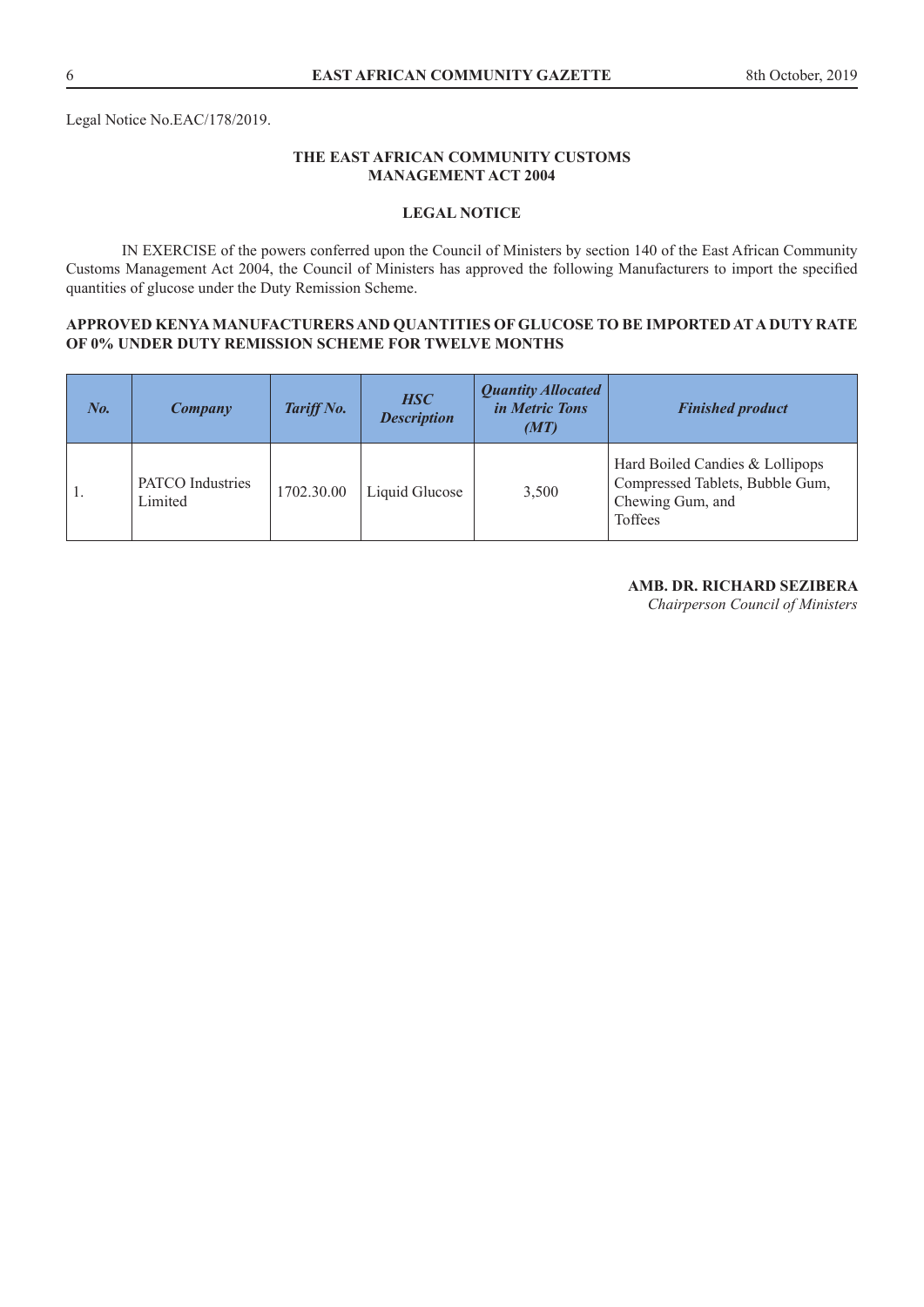Legal Notice No.EAC/178/2019.

**THE EAST AFRICAN COMMUNITY CUSTOMS MANAGEMENT ACT 2004**

**LEGAL NOTICE**

IN EXERCISE of the powers conferred upon the Council of Ministers by section 140 of the East African Community Customs Management Act 2004, the Council of Ministers has approved the following Manufacturers to import the specified quantities of glucose under the Duty Remission Scheme.

**APPROVED KENYA MANUFACTURERS AND QUANTITIES OF GLUCOSE TO BE IMPORTED AT A DUTY RATE OF 0% UNDER DUTY REMISSION SCHEME FOR TWELVE MONTHS**

| ***No.*** | ***Company*** | ***Tariff No.*** | ***HSC Description*** | ***Quantity Allocated in Metric Tons (MT)*** | ***Finished product*** |
|---|---|---|---|---|---|
| 1. | PATCO Industries Limited | 1702.30.00 | Liquid Glucose | 3,500 | Hard Boiled Candies & Lollipops Compressed Tablets, Bubble Gum, Chewing Gum, and Toffees |

**AMB. DR. RICHARD SEZIBERA**
*Chairperson Council of Ministers*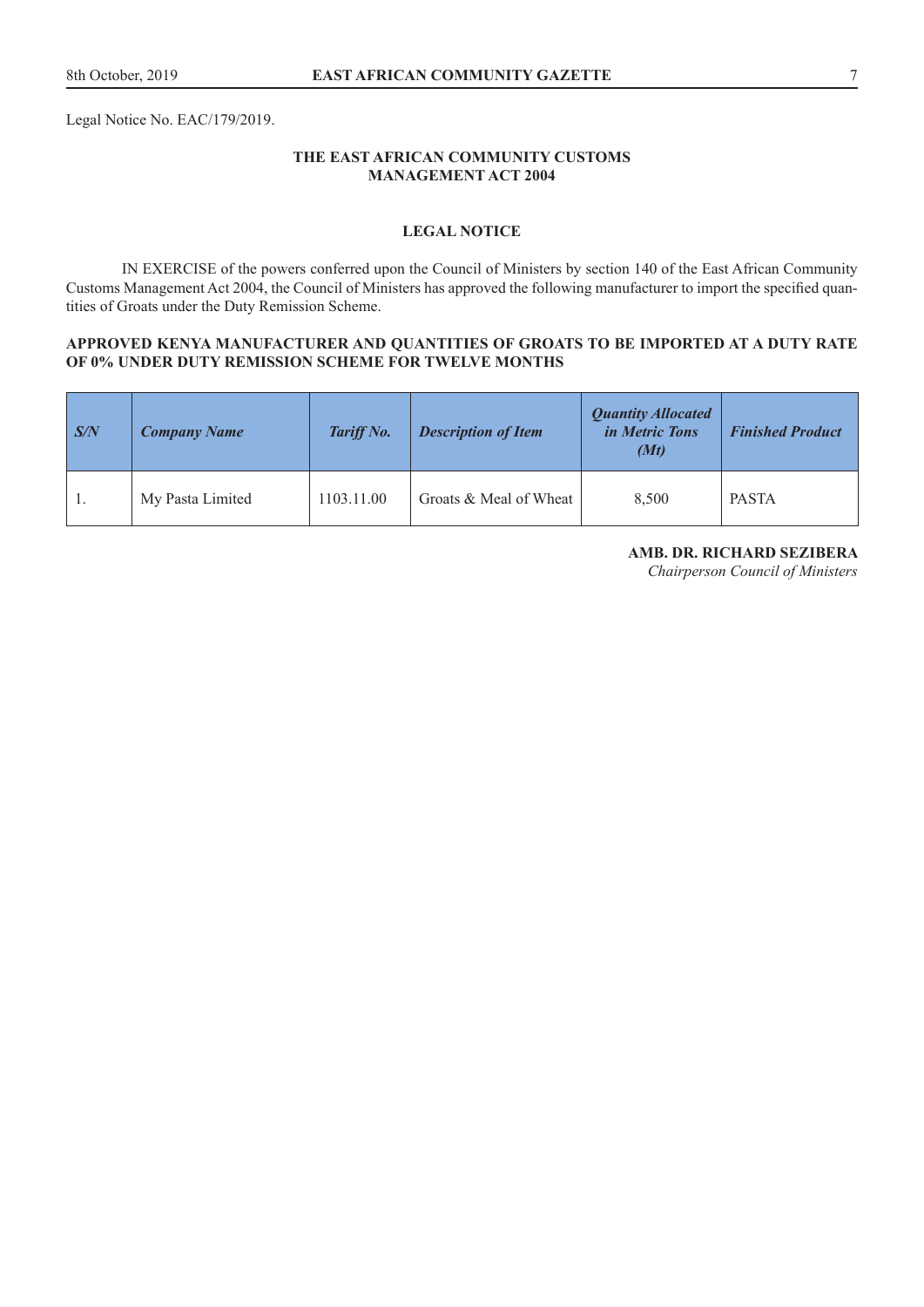Legal Notice No. EAC/179/2019.

**THE EAST AFRICAN COMMUNITY CUSTOMS MANAGEMENT ACT 2004**

**LEGAL NOTICE**

IN EXERCISE of the powers conferred upon the Council of Ministers by section 140 of the East African Community Customs Management Act 2004, the Council of Ministers has approved the following manufacturer to import the specified quantities of Groats under the Duty Remission Scheme.

**APPROVED KENYA MANUFACTURER AND QUANTITIES OF GROATS TO BE IMPORTED AT A DUTY RATE OF 0% UNDER DUTY REMISSION SCHEME FOR TWELVE MONTHS**

| ***S/N*** | ***Company Name*** | ***Tariff No.*** | ***Description of Item*** | ***Quantity Allocated in Metric Tons (Mt)*** | ***Finished Product*** |
|---|---|---|---|---|---|
| 1. | My Pasta Limited | 1103.11.00 | Groats & Meal of Wheat | 8,500 | PASTA |

**AMB. DR. RICHARD SEZIBERA**
*Chairperson Council of Ministers*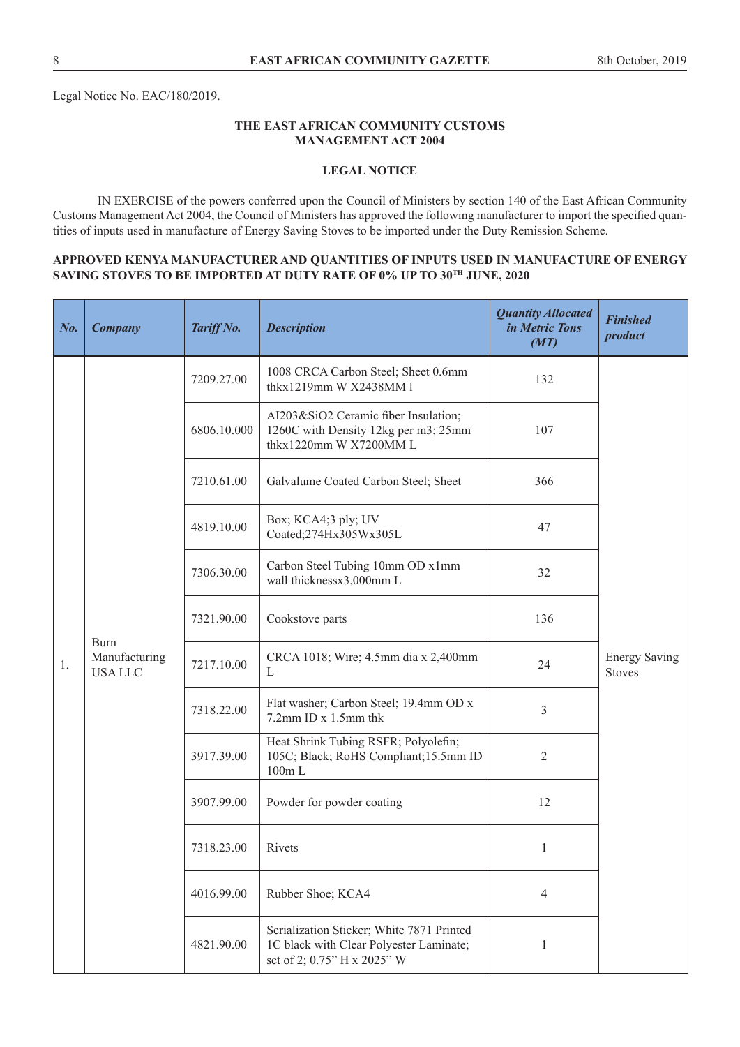Legal Notice No. EAC/180/2019.

**THE EAST AFRICAN COMMUNITY CUSTOMS MANAGEMENT ACT 2004**

**LEGAL NOTICE**

IN EXERCISE of the powers conferred upon the Council of Ministers by section 140 of the East African Community Customs Management Act 2004, the Council of Ministers has approved the following manufacturer to import the specified quantities of inputs used in manufacture of Energy Saving Stoves to be imported under the Duty Remission Scheme.

**APPROVED KENYA MANUFACTURER AND QUANTITIES OF INPUTS USED IN MANUFACTURE OF ENERGY SAVING STOVES TO BE IMPORTED AT DUTY RATE OF 0% UP TO 30TH JUNE, 2020**

| *No.* | *Company* | *Tariff No.* | *Description* | *Quantity Allocated in Metric Tons (MT)* | *Finished product* |
|---|---|---|---|---|---|
| 1. | Burn Manufacturing USA LLC | 7209.27.00 | 1008 CRCA Carbon Steel; Sheet 0.6mm thkx1219mm W X2438MM l | 132 | Energy Saving Stoves |
| | | 6806.10.000 | AI203&SiO2 Ceramic fiber Insulation; 1260C with Density 12kg per m3; 25mm thkx1220mm W X7200MM L | 107 | |
| | | 7210.61.00 | Galvalume Coated Carbon Steel; Sheet | 366 | |
| | | 4819.10.00 | Box; KCA4;3 ply; UV Coated;274Hx305Wx305L | 47 | |
| | | 7306.30.00 | Carbon Steel Tubing 10mm OD x1mm wall thicknessx3,000mm L | 32 | |
| | | 7321.90.00 | Cookstove parts | 136 | |
| | | 7217.10.00 | CRCA 1018; Wire; 4.5mm dia x 2,400mm L | 24 | |
| | | 7318.22.00 | Flat washer; Carbon Steel; 19.4mm OD x 7.2mm ID x 1.5mm thk | 3 | |
| | | 3917.39.00 | Heat Shrink Tubing RSFR; Polyolefin; 105C; Black; RoHS Compliant;15.5mm ID 100m L | 2 | |
| | | 3907.99.00 | Powder for powder coating | 12 | |
| | | 7318.23.00 | Rivets | 1 | |
| | | 4016.99.00 | Rubber Shoe; KCA4 | 4 | |
| | | 4821.90.00 | Serialization Sticker; White 7871 Printed 1C black with Clear Polyester Laminate; set of 2; 0.75" H x 2025" W | 1 | |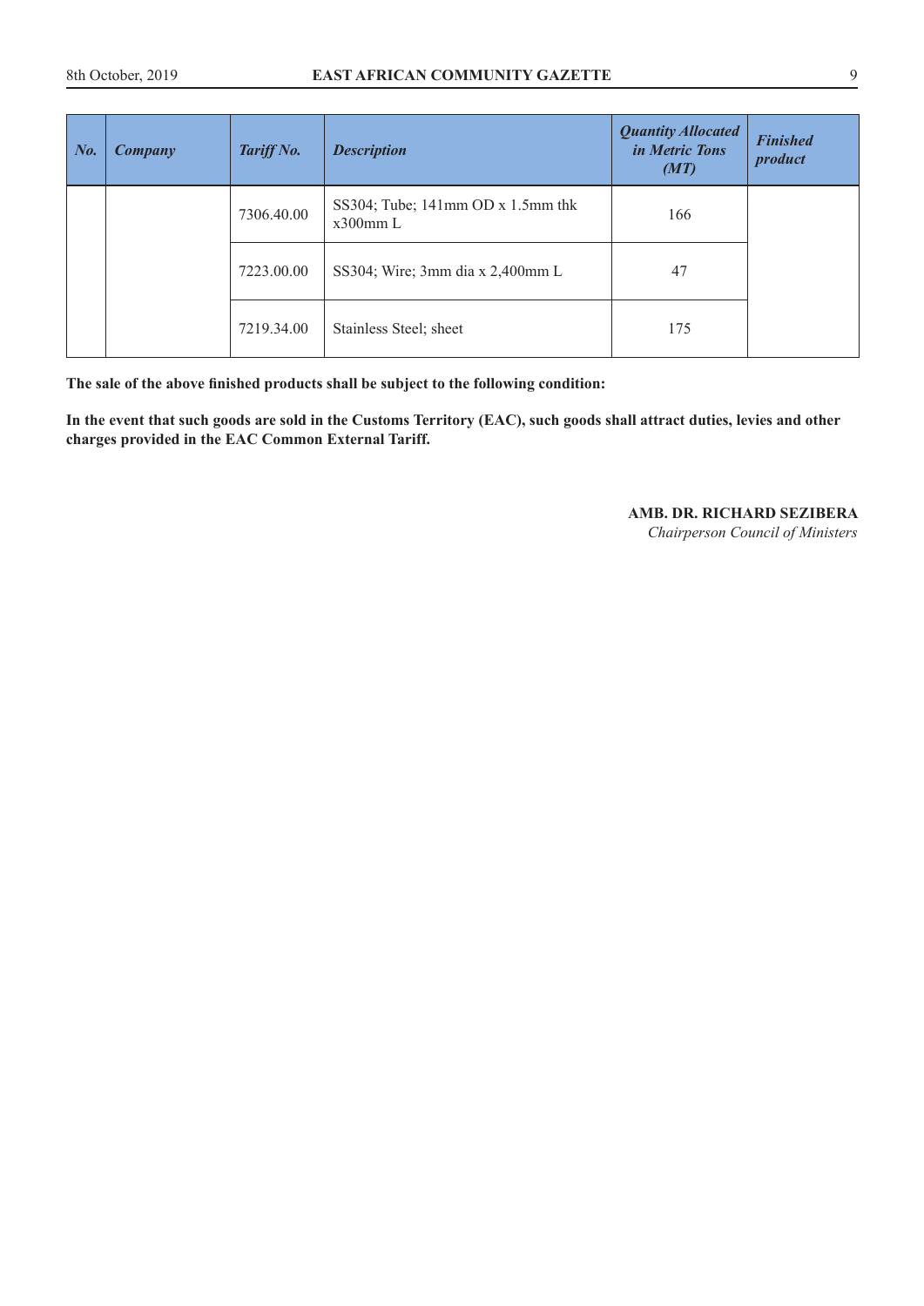| ***No.*** | ***Company*** | ***Tariff No.*** | ***Description*** | ***Quantity Allocated in Metric Tons (MT)*** | ***Finished product*** |
|---|---|---|---|---|---|
| | | 7306.40.00 | SS304; Tube; 141mm OD x 1.5mm thk x300mm L | 166 | |
| | | 7223.00.00 | SS304; Wire; 3mm dia x 2,400mm L | 47 | |
| | | 7219.34.00 | Stainless Steel; sheet | 175 | |

**The sale of the above finished products shall be subject to the following condition:**

**In the event that such goods are sold in the Customs Territory (EAC), such goods shall attract duties, levies and other charges provided in the EAC Common External Tariff.**

**AMB. DR. RICHARD SEZIBERA**
*Chairperson Council of Ministers*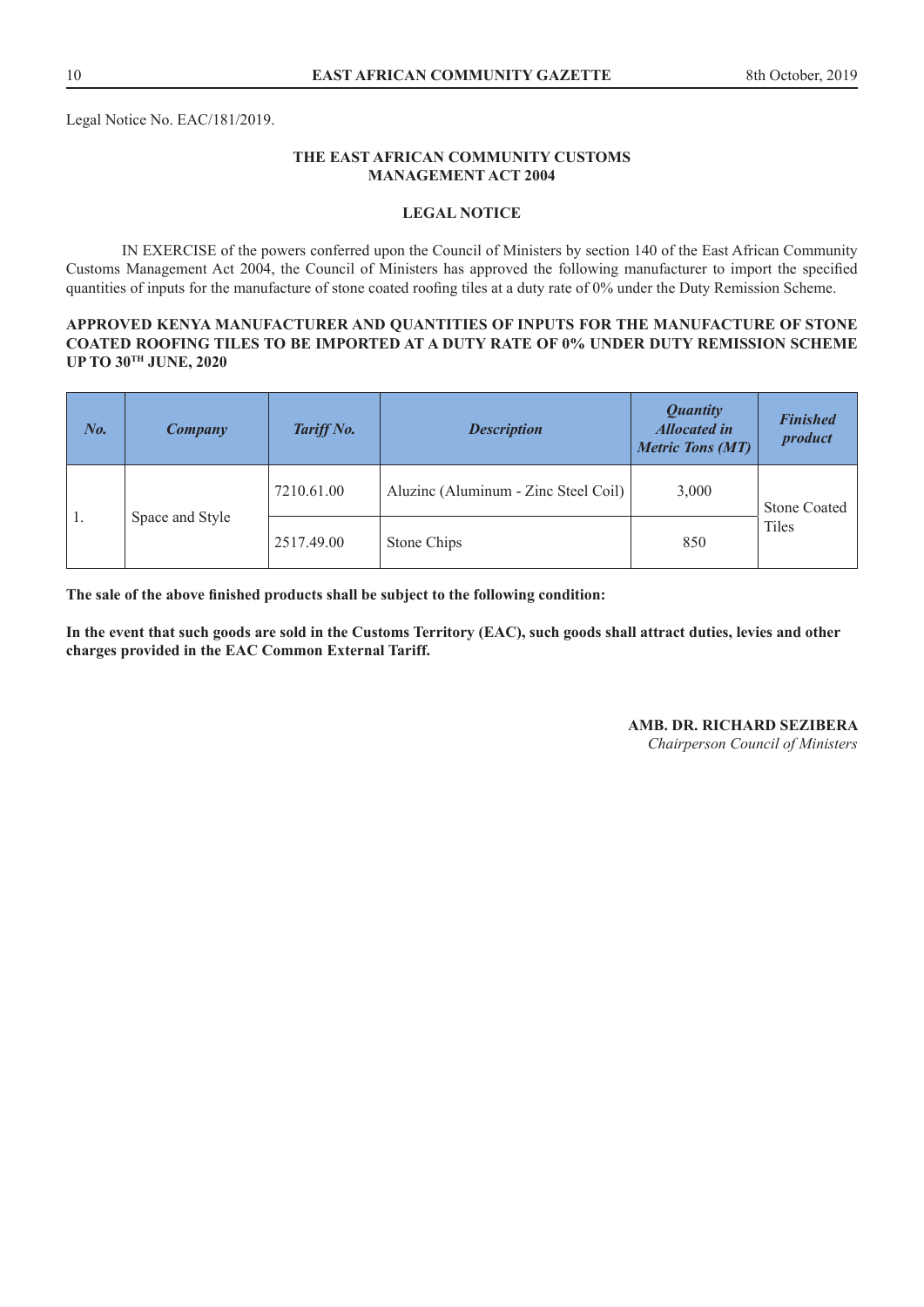Legal Notice No. EAC/181/2019.

**THE EAST AFRICAN COMMUNITY CUSTOMS MANAGEMENT ACT 2004**

**LEGAL NOTICE**

IN EXERCISE of the powers conferred upon the Council of Ministers by section 140 of the East African Community Customs Management Act 2004, the Council of Ministers has approved the following manufacturer to import the specified quantities of inputs for the manufacture of stone coated roofing tiles at a duty rate of 0% under the Duty Remission Scheme.

**APPROVED KENYA MANUFACTURER AND QUANTITIES OF INPUTS FOR THE MANUFACTURE OF STONE COATED ROOFING TILES TO BE IMPORTED AT A DUTY RATE OF 0% UNDER DUTY REMISSION SCHEME UP TO 30TH JUNE, 2020**

| *No.* | *Company* | *Tariff No.* | *Description* | *Quantity Allocated in Metric Tons (MT)* | *Finished product* |
|---|---|---|---|---|---|
| 1. | Space and Style | 7210.61.00 | Aluzinc (Aluminum - Zinc Steel Coil) | 3,000 | Stone Coated Tiles |
| | | 2517.49.00 | Stone Chips | 850 | |

**The sale of the above finished products shall be subject to the following condition:**

**In the event that such goods are sold in the Customs Territory (EAC), such goods shall attract duties, levies and other charges provided in the EAC Common External Tariff.**

**AMB. DR. RICHARD SEZIBERA**
*Chairperson Council of Ministers*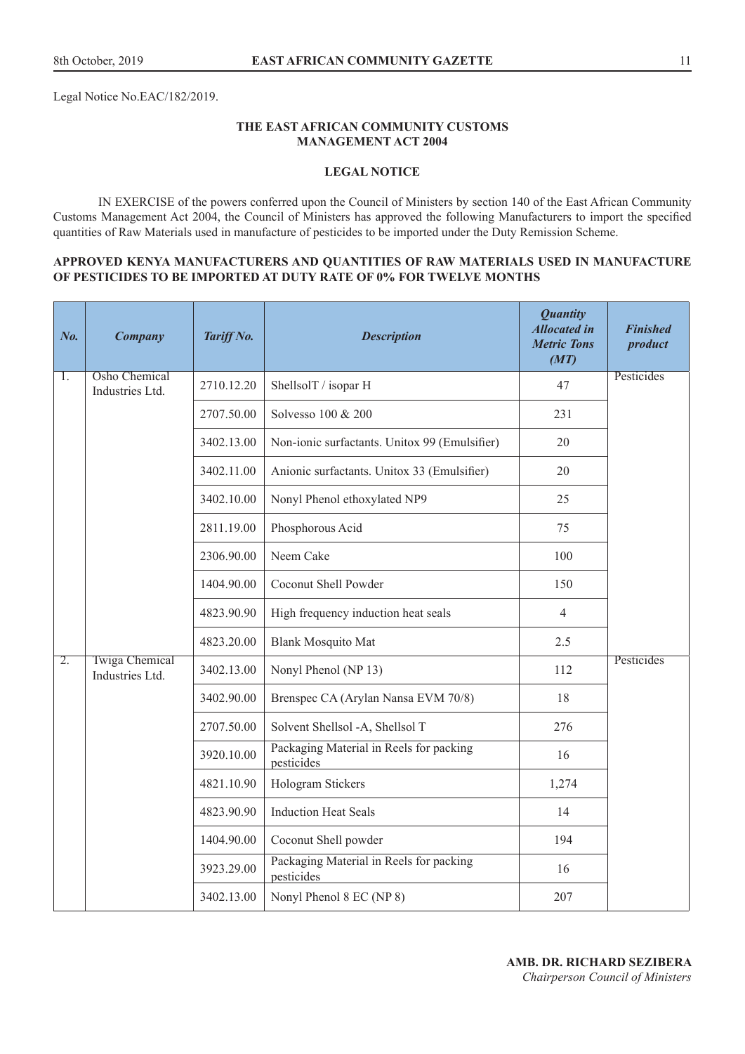Legal Notice No.EAC/182/2019.

**THE EAST AFRICAN COMMUNITY CUSTOMS MANAGEMENT ACT 2004**

**LEGAL NOTICE**

IN EXERCISE of the powers conferred upon the Council of Ministers by section 140 of the East African Community Customs Management Act 2004, the Council of Ministers has approved the following Manufacturers to import the specified quantities of Raw Materials used in manufacture of pesticides to be imported under the Duty Remission Scheme.

**APPROVED KENYA MANUFACTURERS AND QUANTITIES OF RAW MATERIALS USED IN MANUFACTURE OF PESTICIDES TO BE IMPORTED AT DUTY RATE OF 0% FOR TWELVE MONTHS**

| *No.* | *Company* | *Tariff No.* | *Description* | *Quantity Allocated in Metric Tons (MT)* | *Finished product* |
|---|---|---|---|---|---|
| 1. | Osho Chemical Industries Ltd. | 2710.12.20 | ShellsolT / isopar H | 47 | Pesticides |
| | | 2707.50.00 | Solvesso 100 & 200 | 231 | |
| | | 3402.13.00 | Non-ionic surfactants. Unitox 99 (Emulsifier) | 20 | |
| | | 3402.11.00 | Anionic surfactants. Unitox 33 (Emulsifier) | 20 | |
| | | 3402.10.00 | Nonyl Phenol ethoxylated NP9 | 25 | |
| | | 2811.19.00 | Phosphorous Acid | 75 | |
| | | 2306.90.00 | Neem Cake | 100 | |
| | | 1404.90.00 | Coconut Shell Powder | 150 | |
| | | 4823.90.90 | High frequency induction heat seals | 4 | |
| | | 4823.20.00 | Blank Mosquito Mat | 2.5 | |
| 2. | Twiga Chemical Industries Ltd. | 3402.13.00 | Nonyl Phenol (NP 13) | 112 | Pesticides |
| | | 3402.90.00 | Brenspec CA (Arylan Nansa EVM 70/8) | 18 | |
| | | 2707.50.00 | Solvent Shellsol -A, Shellsol T | 276 | |
| | | 3920.10.00 | Packaging Material in Reels for packing pesticides | 16 | |
| | | 4821.10.90 | Hologram Stickers | 1,274 | |
| | | 4823.90.90 | Induction Heat Seals | 14 | |
| | | 1404.90.00 | Coconut Shell powder | 194 | |
| | | 3923.29.00 | Packaging Material in Reels for packing pesticides | 16 | |
| | | 3402.13.00 | Nonyl Phenol 8 EC (NP 8) | 207 | |

**AMB. DR. RICHARD SEZIBERA**
*Chairperson Council of Ministers*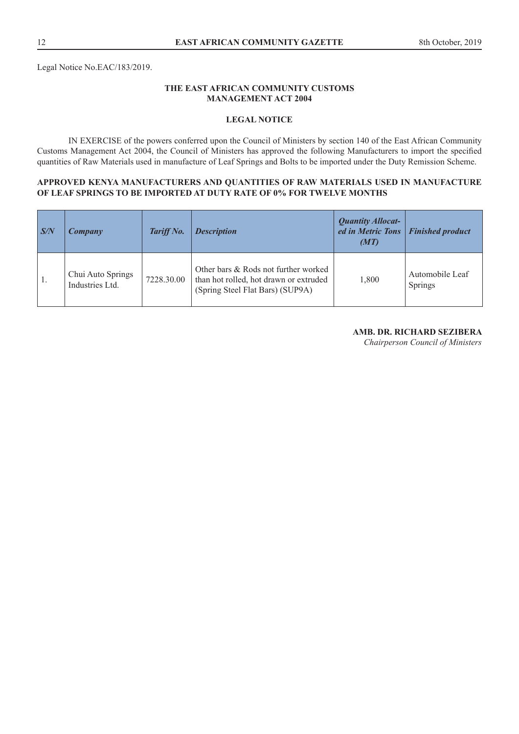Legal Notice No.EAC/183/2019.

**THE EAST AFRICAN COMMUNITY CUSTOMS MANAGEMENT ACT 2004**

**LEGAL NOTICE**

IN EXERCISE of the powers conferred upon the Council of Ministers by section 140 of the East African Community Customs Management Act 2004, the Council of Ministers has approved the following Manufacturers to import the specified quantities of Raw Materials used in manufacture of Leaf Springs and Bolts to be imported under the Duty Remission Scheme.

**APPROVED KENYA MANUFACTURERS AND QUANTITIES OF RAW MATERIALS USED IN MANUFACTURE OF LEAF SPRINGS TO BE IMPORTED AT DUTY RATE OF 0% FOR TWELVE MONTHS**

| *S/N* | *Company* | *Tariff No.* | *Description* | *Quantity Allocated in Metric Tons (MT)* | *Finished product* |
|---|---|---|---|---|---|
| 1. | Chui Auto Springs Industries Ltd. | 7228.30.00 | Other bars & Rods not further worked than hot rolled, hot drawn or extruded (Spring Steel Flat Bars) (SUP9A) | 1,800 | Automobile Leaf Springs |

**AMB. DR. RICHARD SEZIBERA**
*Chairperson Council of Ministers*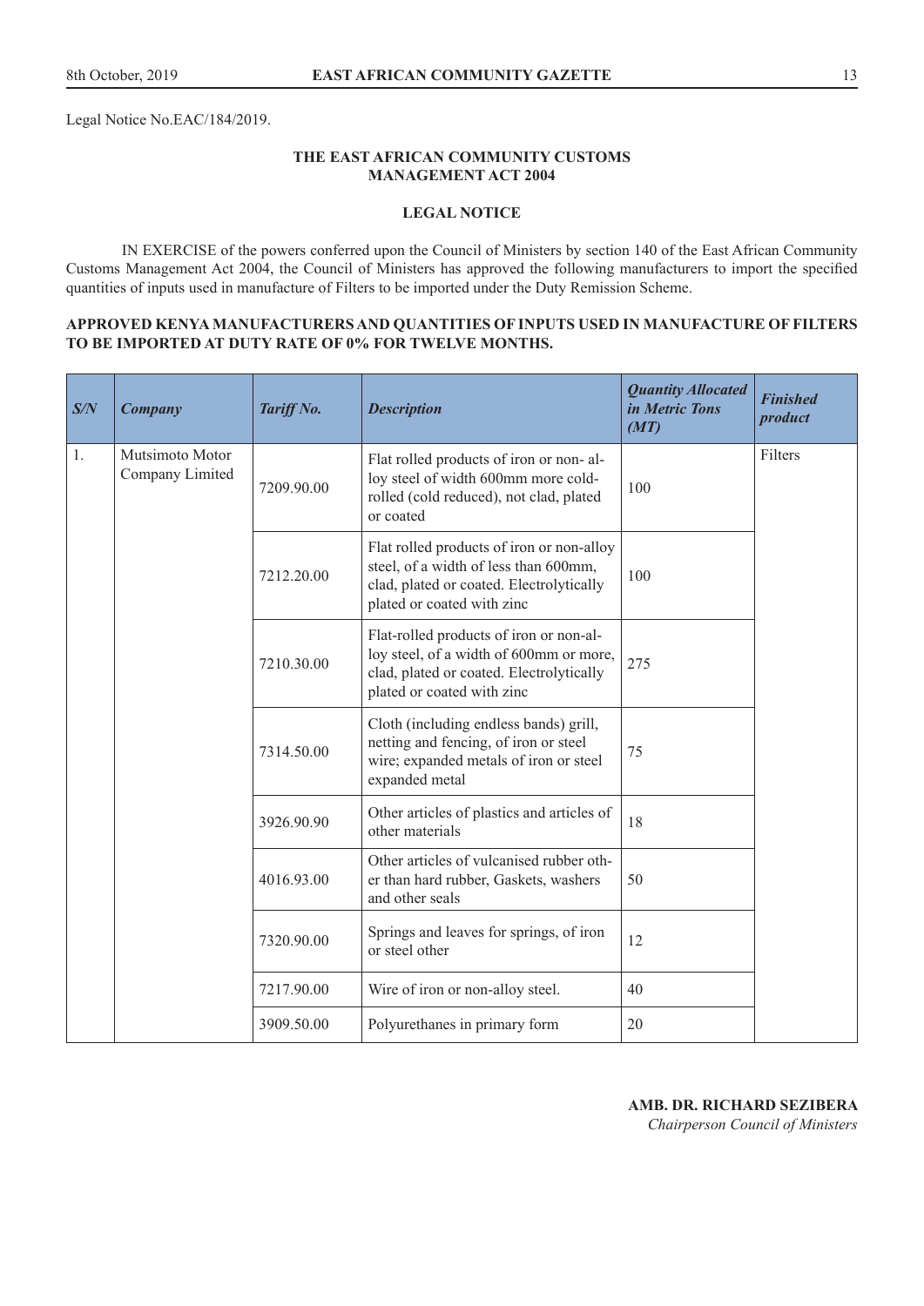Legal Notice No.EAC/184/2019.

**THE EAST AFRICAN COMMUNITY CUSTOMS MANAGEMENT ACT 2004**

**LEGAL NOTICE**

IN EXERCISE of the powers conferred upon the Council of Ministers by section 140 of the East African Community Customs Management Act 2004, the Council of Ministers has approved the following manufacturers to import the specified quantities of inputs used in manufacture of Filters to be imported under the Duty Remission Scheme.

**APPROVED KENYA MANUFACTURERS AND QUANTITIES OF INPUTS USED IN MANUFACTURE OF FILTERS TO BE IMPORTED AT DUTY RATE OF 0% FOR TWELVE MONTHS.**

| *S/N* | *Company* | *Tariff No.* | *Description* | *Quantity Allocated in Metric Tons (MT)* | *Finished product* |
|---|---|---|---|---|---|
| 1. | Mutsimoto Motor Company Limited | 7209.90.00 | Flat rolled products of iron or non- alloy steel of width 600mm more cold-rolled (cold reduced), not clad, plated or coated | 100 | Filters |
| | | 7212.20.00 | Flat rolled products of iron or non-alloy steel, of a width of less than 600mm, clad, plated or coated. Electrolytically plated or coated with zinc | 100 | |
| | | 7210.30.00 | Flat-rolled products of iron or non-alloy steel, of a width of 600mm or more, clad, plated or coated. Electrolytically plated or coated with zinc | 275 | |
| | | 7314.50.00 | Cloth (including endless bands) grill, netting and fencing, of iron or steel wire; expanded metals of iron or steel expanded metal | 75 | |
| | | 3926.90.90 | Other articles of plastics and articles of other materials | 18 | |
| | | 4016.93.00 | Other articles of vulcanised rubber other than hard rubber, Gaskets, washers and other seals | 50 | |
| | | 7320.90.00 | Springs and leaves for springs, of iron or steel other | 12 | |
| | | 7217.90.00 | Wire of iron or non-alloy steel. | 40 | |
| | | 3909.50.00 | Polyurethanes in primary form | 20 | |

**AMB. DR. RICHARD SEZIBERA**
*Chairperson Council of Ministers*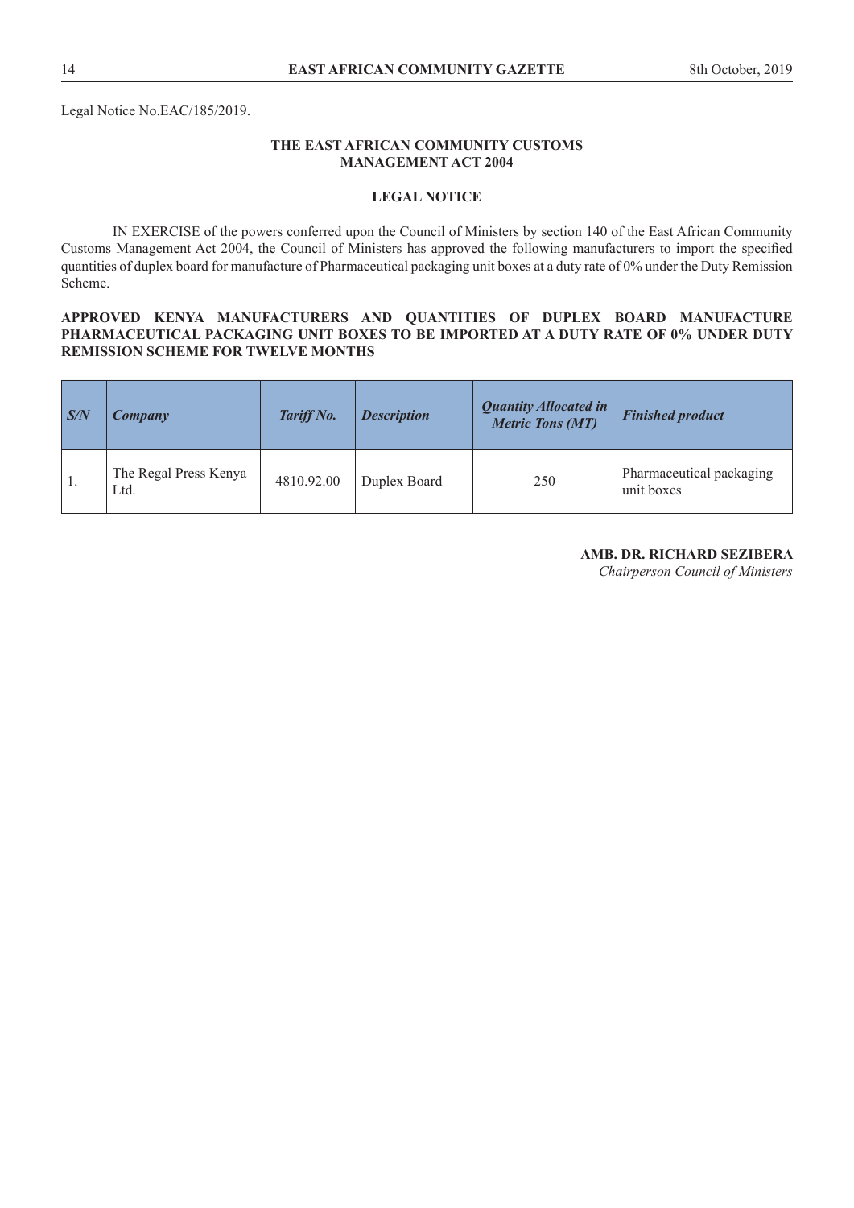Legal Notice No.EAC/185/2019.

**THE EAST AFRICAN COMMUNITY CUSTOMS MANAGEMENT ACT 2004**

**LEGAL NOTICE**

IN EXERCISE of the powers conferred upon the Council of Ministers by section 140 of the East African Community Customs Management Act 2004, the Council of Ministers has approved the following manufacturers to import the specified quantities of duplex board for manufacture of Pharmaceutical packaging unit boxes at a duty rate of 0% under the Duty Remission Scheme.

**APPROVED KENYA MANUFACTURERS AND QUANTITIES OF DUPLEX BOARD MANUFACTURE PHARMACEUTICAL PACKAGING UNIT BOXES TO BE IMPORTED AT A DUTY RATE OF 0% UNDER DUTY REMISSION SCHEME FOR TWELVE MONTHS**

| *S/N* | *Company* | *Tariff No.* | *Description* | *Quantity Allocated in Metric Tons (MT)* | *Finished product* |
|---|---|---|---|---|---|
| 1. | The Regal Press Kenya Ltd. | 4810.92.00 | Duplex Board | 250 | Pharmaceutical packaging unit boxes |

**AMB. DR. RICHARD SEZIBERA**
*Chairperson Council of Ministers*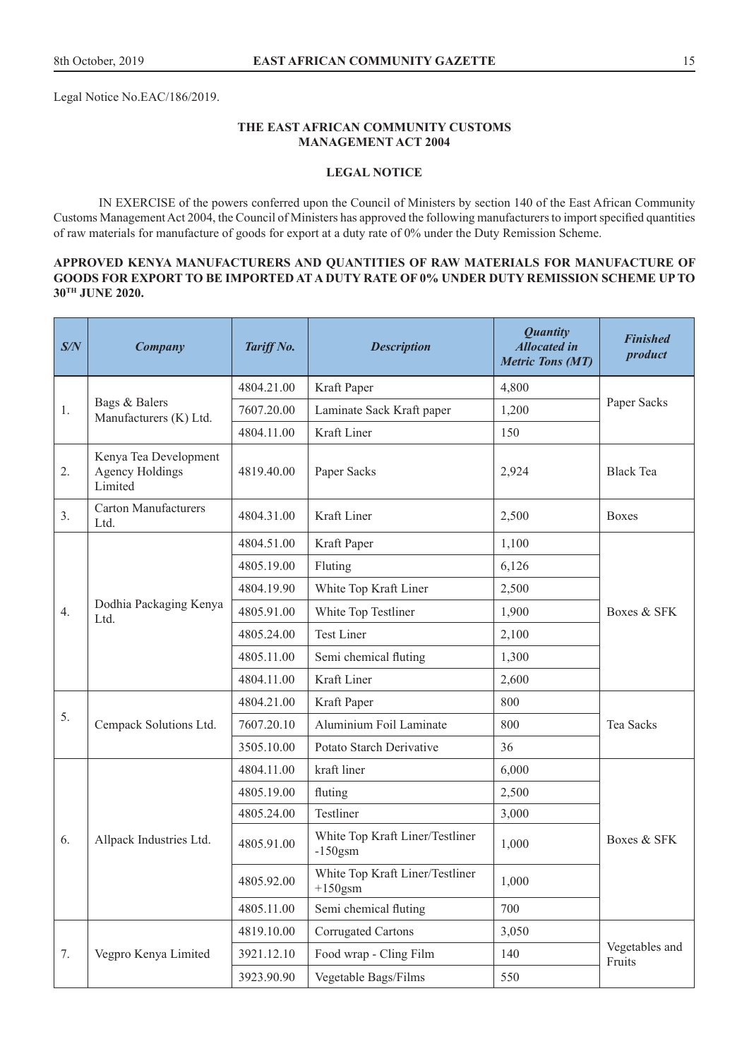Legal Notice No.EAC/186/2019.

## THE EAST AFRICAN COMMUNITY CUSTOMS MANAGEMENT ACT 2004

### LEGAL NOTICE

IN EXERCISE of the powers conferred upon the Council of Ministers by section 140 of the East African Community Customs Management Act 2004, the Council of Ministers has approved the following manufacturers to import specified quantities of raw materials for manufacture of goods for export at a duty rate of 0% under the Duty Remission Scheme.

**APPROVED KENYA MANUFACTURERS AND QUANTITIES OF RAW MATERIALS FOR MANUFACTURE OF GOODS FOR EXPORT TO BE IMPORTED AT A DUTY RATE OF 0% UNDER DUTY REMISSION SCHEME UP TO 30TH JUNE 2020.**

| *S/N* | *Company* | *Tariff No.* | *Description* | *Quantity Allocated in Metric Tons (MT)* | *Finished product* |
|---|---|---|---|---|---|
| 1. | Bags & Balers Manufacturers (K) Ltd. | 4804.21.00 | Kraft Paper | 4,800 | Paper Sacks |
| | | 7607.20.00 | Laminate Sack Kraft paper | 1,200 | |
| | | 4804.11.00 | Kraft Liner | 150 | |
| 2. | Kenya Tea Development Agency Holdings Limited | 4819.40.00 | Paper Sacks | 2,924 | Black Tea |
| 3. | Carton Manufacturers Ltd. | 4804.31.00 | Kraft Liner | 2,500 | Boxes |
| 4. | Dodhia Packaging Kenya Ltd. | 4804.51.00 | Kraft Paper | 1,100 | Boxes & SFK |
| | | 4805.19.00 | Fluting | 6,126 | |
| | | 4804.19.90 | White Top Kraft Liner | 2,500 | |
| | | 4805.91.00 | White Top Testliner | 1,900 | |
| | | 4805.24.00 | Test Liner | 2,100 | |
| | | 4805.11.00 | Semi chemical fluting | 1,300 | |
| | | 4804.11.00 | Kraft Liner | 2,600 | |
| 5. | Cempack Solutions Ltd. | 4804.21.00 | Kraft Paper | 800 | Tea Sacks |
| | | 7607.20.10 | Aluminium Foil Laminate | 800 | |
| | | 3505.10.00 | Potato Starch Derivative | 36 | |
| 6. | Allpack Industries Ltd. | 4804.11.00 | kraft liner | 6,000 | Boxes & SFK |
| | | 4805.19.00 | fluting | 2,500 | |
| | | 4805.24.00 | Testliner | 3,000 | |
| | | 4805.91.00 | White Top Kraft Liner/Testliner -150gsm | 1,000 | |
| | | 4805.92.00 | White Top Kraft Liner/Testliner +150gsm | 1,000 | |
| | | 4805.11.00 | Semi chemical fluting | 700 | |
| 7. | Vegpro Kenya Limited | 4819.10.00 | Corrugated Cartons | 3,050 | Vegetables and Fruits |
| | | 3921.12.10 | Food wrap - Cling Film | 140 | |
| | | 3923.90.90 | Vegetable Bags/Films | 550 | |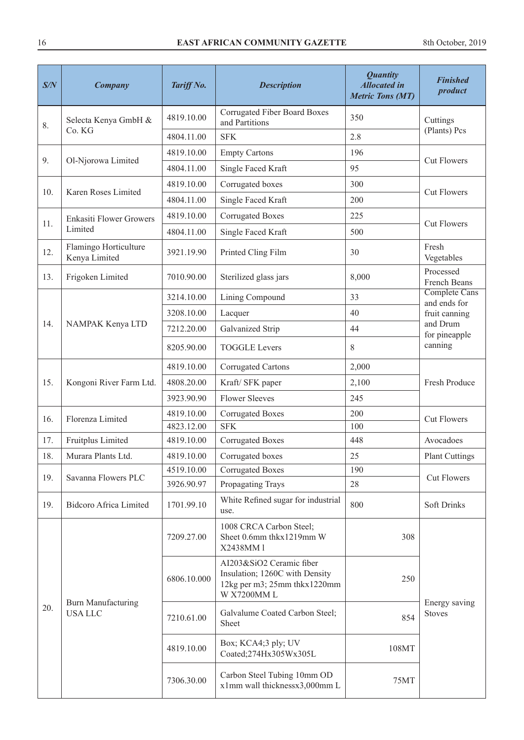| S/N | Company | Tariff No. | Description | Quantity Allocated in Metric Tons (MT) | Finished product |
|---|---|---|---|---|---|
| 8. | Selecta Kenya GmbH & Co. KG | 4819.10.00 | Corrugated Fiber Board Boxes and Partitions | 350 | Cuttings (Plants) Pcs |
| | | 4804.11.00 | SFK | 2.8 | |
| 9. | Ol-Njorowa Limited | 4819.10.00 | Empty Cartons | 196 | Cut Flowers |
| | | 4804.11.00 | Single Faced Kraft | 95 | |
| 10. | Karen Roses Limited | 4819.10.00 | Corrugated boxes | 300 | Cut Flowers |
| | | 4804.11.00 | Single Faced Kraft | 200 | |
| 11. | Enkasiti Flower Growers Limited | 4819.10.00 | Corrugated Boxes | 225 | Cut Flowers |
| | | 4804.11.00 | Single Faced Kraft | 500 | |
| 12. | Flamingo Horticulture Kenya Limited | 3921.19.90 | Printed Cling Film | 30 | Fresh Vegetables |
| 13. | Frigoken Limited | 7010.90.00 | Sterilized glass jars | 8,000 | Processed French Beans |
| 14. | NAMPAK Kenya LTD | 3214.10.00 | Lining Compound | 33 | Complete Cans and ends for fruit canning and Drum for pineapple canning |
| | | 3208.10.00 | Lacquer | 40 | |
| | | 7212.20.00 | Galvanized Strip | 44 | |
| | | 8205.90.00 | TOGGLE Levers | 8 | |
| 15. | Kongoni River Farm Ltd. | 4819.10.00 | Corrugated Cartons | 2,000 | Fresh Produce |
| | | 4808.20.00 | Kraft/ SFK paper | 2,100 | |
| | | 3923.90.90 | Flower Sleeves | 245 | |
| 16. | Florenza Limited | 4819.10.00 | Corrugated Boxes | 200 | Cut Flowers |
| | | 4823.12.00 | SFK | 100 | |
| 17. | Fruitplus Limited | 4819.10.00 | Corrugated Boxes | 448 | Avocadoes |
| 18. | Murara Plants Ltd. | 4819.10.00 | Corrugated boxes | 25 | Plant Cuttings |
| 19. | Savanna Flowers PLC | 4519.10.00 | Corrugated Boxes | 190 | Cut Flowers |
| | | 3926.90.97 | Propagating Trays | 28 | |
| 19. | Bidcoro Africa Limited | 1701.99.10 | White Refined sugar for industrial use. | 800 | Soft Drinks |
| 20. | Burn Manufacturing USA LLC | 7209.27.00 | 1008 CRCA Carbon Steel; Sheet 0.6mm thkx1219mm W X2438MM l | 308 | Energy saving Stoves |
| | | 6806.10.000 | AI203&SiO2 Ceramic fiber Insulation; 1260C with Density 12kg per m3; 25mm thkx1220mm W X7200MM L | 250 | |
| | | 7210.61.00 | Galvalume Coated Carbon Steel; Sheet | 854 | |
| | | 4819.10.00 | Box; KCA4;3 ply; UV Coated;274Hx305Wx305L | 108MT | |
| | | 7306.30.00 | Carbon Steel Tubing 10mm OD x1mm wall thicknessx3,000mm L | 75MT | |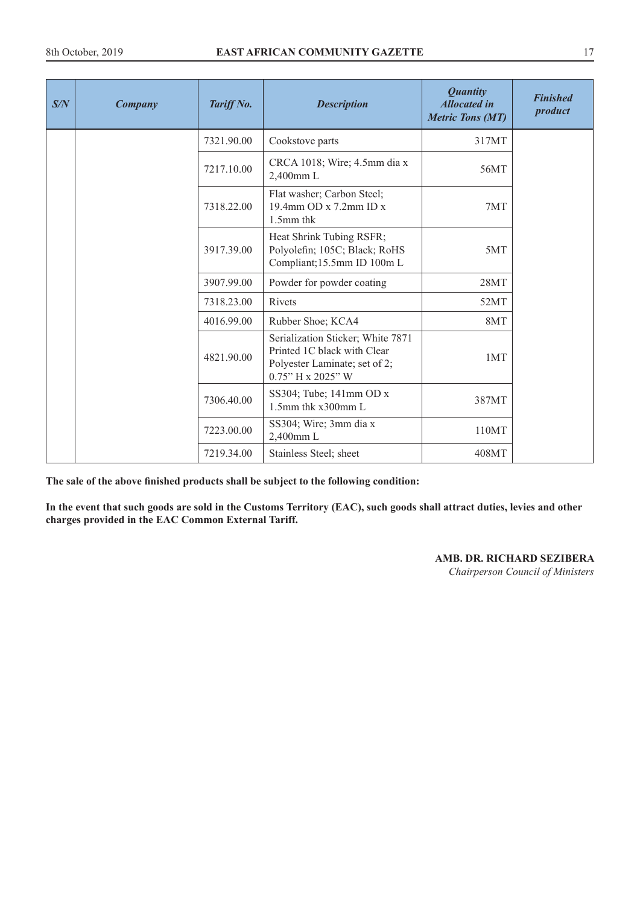| S/N | Company | Tariff No. | Description | Quantity Allocated in Metric Tons (MT) | Finished product |
|---|---|---|---|---|---|
| | | 7321.90.00 | Cookstove parts | 317MT | |
| | | 7217.10.00 | CRCA 1018; Wire; 4.5mm dia x 2,400mm L | 56MT | |
| | | 7318.22.00 | Flat washer; Carbon Steel; 19.4mm OD x 7.2mm ID x 1.5mm thk | 7MT | |
| | | 3917.39.00 | Heat Shrink Tubing RSFR; Polyolefin; 105C; Black; RoHS Compliant;15.5mm ID 100m L | 5MT | |
| | | 3907.99.00 | Powder for powder coating | 28MT | |
| | | 7318.23.00 | Rivets | 52MT | |
| | | 4016.99.00 | Rubber Shoe; KCA4 | 8MT | |
| | | 4821.90.00 | Serialization Sticker; White 7871 Printed 1C black with Clear Polyester Laminate; set of 2; 0.75" H x 2025" W | 1MT | |
| | | 7306.40.00 | SS304; Tube; 141mm OD x 1.5mm thk x300mm L | 387MT | |
| | | 7223.00.00 | SS304; Wire; 3mm dia x 2,400mm L | 110MT | |
| | | 7219.34.00 | Stainless Steel; sheet | 408MT | |

**The sale of the above finished products shall be subject to the following condition:**

**In the event that such goods are sold in the Customs Territory (EAC), such goods shall attract duties, levies and other charges provided in the EAC Common External Tariff.**

**AMB. DR. RICHARD SEZIBERA**
*Chairperson Council of Ministers*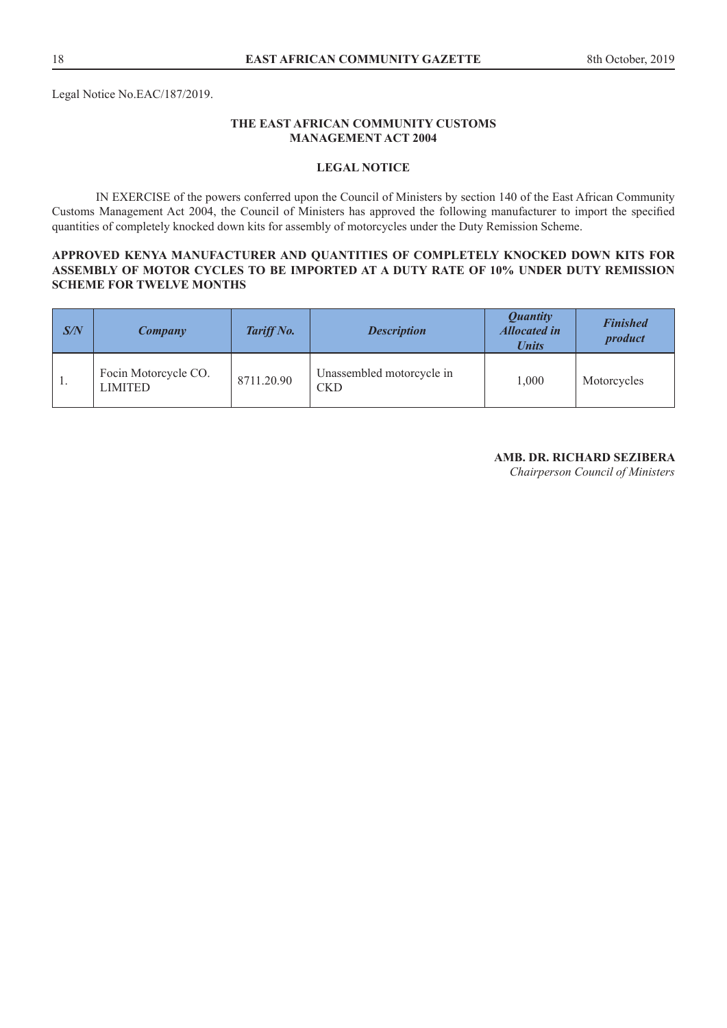Legal Notice No.EAC/187/2019.

**THE EAST AFRICAN COMMUNITY CUSTOMS MANAGEMENT ACT 2004**

**LEGAL NOTICE**

IN EXERCISE of the powers conferred upon the Council of Ministers by section 140 of the East African Community Customs Management Act 2004, the Council of Ministers has approved the following manufacturer to import the specified quantities of completely knocked down kits for assembly of motorcycles under the Duty Remission Scheme.

**APPROVED KENYA MANUFACTURER AND QUANTITIES OF COMPLETELY KNOCKED DOWN KITS FOR ASSEMBLY OF MOTOR CYCLES TO BE IMPORTED AT A DUTY RATE OF 10% UNDER DUTY REMISSION SCHEME FOR TWELVE MONTHS**

| *S/N* | *Company* | *Tariff No.* | *Description* | *Quantity Allocated in Units* | *Finished product* |
|---|---|---|---|---|---|
| 1. | Focin Motorcycle CO. LIMITED | 8711.20.90 | Unassembled motorcycle in CKD | 1,000 | Motorcycles |

**AMB. DR. RICHARD SEZIBERA**
*Chairperson Council of Ministers*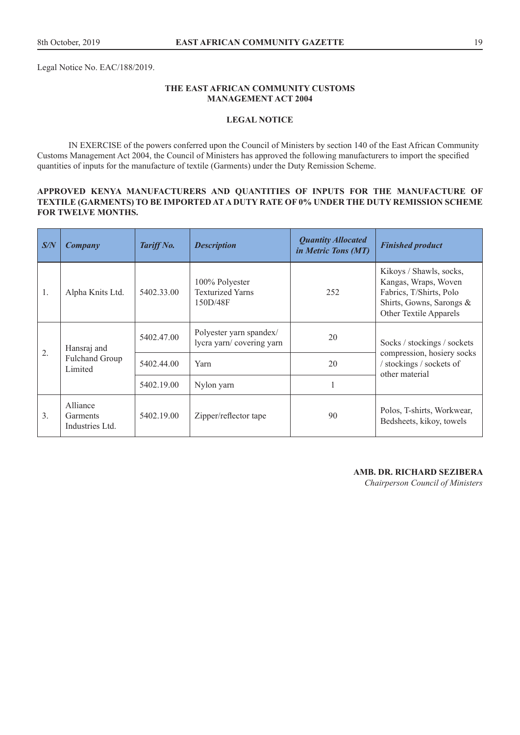Legal Notice No. EAC/188/2019.

**THE EAST AFRICAN COMMUNITY CUSTOMS MANAGEMENT ACT 2004**

**LEGAL NOTICE**

IN EXERCISE of the powers conferred upon the Council of Ministers by section 140 of the East African Community Customs Management Act 2004, the Council of Ministers has approved the following manufacturers to import the specified quantities of inputs for the manufacture of textile (Garments) under the Duty Remission Scheme.

**APPROVED KENYA MANUFACTURERS AND QUANTITIES OF INPUTS FOR THE MANUFACTURE OF TEXTILE (GARMENTS) TO BE IMPORTED AT A DUTY RATE OF 0% UNDER THE DUTY REMISSION SCHEME FOR TWELVE MONTHS.**

| *S/N* | *Company* | *Tariff No.* | *Description* | *Quantity Allocated in Metric Tons (MT)* | *Finished product* |
|---|---|---|---|---|---|
| 1. | Alpha Knits Ltd. | 5402.33.00 | 100% Polyester Texturized Yarns 150D/48F | 252 | Kikoys / Shawls, socks, Kangas, Wraps, Woven Fabrics, T/Shirts, Polo Shirts, Gowns, Sarongs & Other Textile Apparels |
| 2. | Hansraj and Fulchand Group Limited | 5402.47.00 | Polyester yarn spandex/ lycra yarn/ covering yarn | 20 | Socks / stockings / sockets compression, hosiery socks / stockings / sockets of other material |
| | | 5402.44.00 | Yarn | 20 | |
| | | 5402.19.00 | Nylon yarn | 1 | |
| 3. | Alliance Garments Industries Ltd. | 5402.19.00 | Zipper/reflector tape | 90 | Polos, T-shirts, Workwear, Bedsheets, kikoy, towels |

**AMB. DR. RICHARD SEZIBERA**
*Chairperson Council of Ministers*